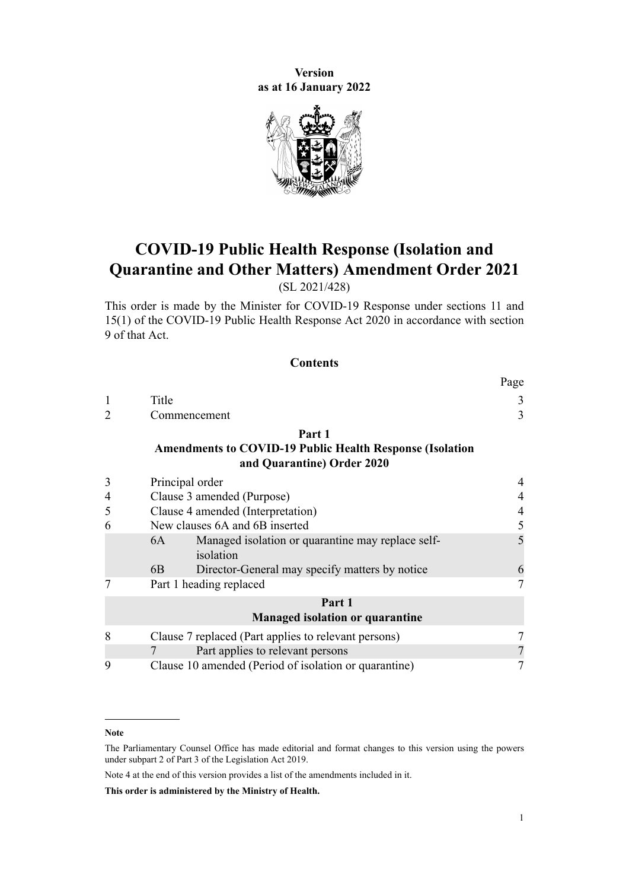**Version**
**as at 16 January 2022**

# COVID-19 Public Health Response (Isolation and Quarantine and Other Matters) Amendment Order 2021

(SL 2021/428)

This order is made by the Minister for COVID-19 Response under sections 11 and 15(1) of the COVID-19 Public Health Response Act 2020 in accordance with section 9 of that Act.

## Contents

| | | | Page |
|---|---|---|---|
| 1 | Title | | 3 |
| 2 | Commencement | | 3 |
| | **Part 1** **Amendments to COVID-19 Public Health Response (Isolation and Quarantine) Order 2020** | | |
| 3 | Principal order | | 4 |
| 4 | Clause 3 amended (Purpose) | | 4 |
| 5 | Clause 4 amended (Interpretation) | | 4 |
| 6 | New clauses 6A and 6B inserted | | 5 |
| | 6A | Managed isolation or quarantine may replace self-isolation | 5 |
| | 6B | Director-General may specify matters by notice | 6 |
| 7 | Part 1 heading replaced | | 7 |
| | **Part 1** **Managed isolation or quarantine** | | |
| 8 | Clause 7 replaced (Part applies to relevant persons) | | 7 |
| | 7 | Part applies to relevant persons | 7 |
| 9 | Clause 10 amended (Period of isolation or quarantine) | | 7 |

**Note**

The Parliamentary Counsel Office has made editorial and format changes to this version using the powers under subpart 2 of Part 3 of the Legislation Act 2019.

Note 4 at the end of this version provides a list of the amendments included in it.

**This order is administered by the Ministry of Health.**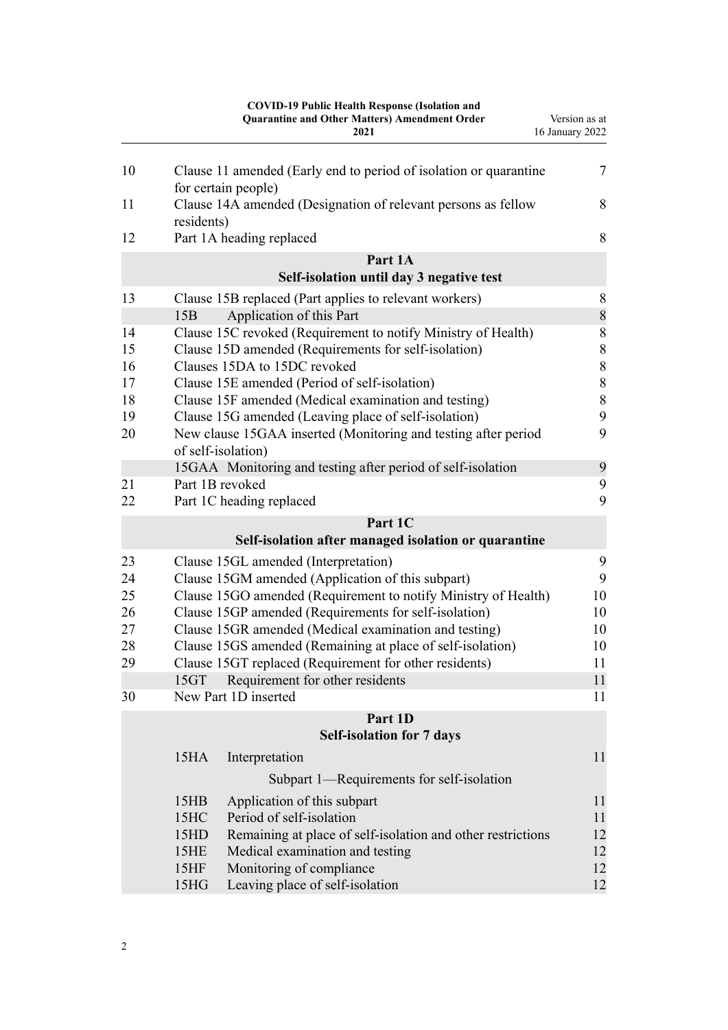| | | |
|---|---|---|
| 10 | Clause 11 amended (Early end to period of isolation or quarantine for certain people) | 7 |
| 11 | Clause 14A amended (Designation of relevant persons as fellow residents) | 8 |
| 12 | Part 1A heading replaced | 8 |

**Part 1A**
**Self-isolation until day 3 negative test**

| | | |
|---|---|---|
| 13 | Clause 15B replaced (Part applies to relevant workers) | 8 |
| | 15B Application of this Part | 8 |
| 14 | Clause 15C revoked (Requirement to notify Ministry of Health) | 8 |
| 15 | Clause 15D amended (Requirements for self-isolation) | 8 |
| 16 | Clauses 15DA to 15DC revoked | 8 |
| 17 | Clause 15E amended (Period of self-isolation) | 8 |
| 18 | Clause 15F amended (Medical examination and testing) | 8 |
| 19 | Clause 15G amended (Leaving place of self-isolation) | 9 |
| 20 | New clause 15GAA inserted (Monitoring and testing after period of self-isolation) | 9 |
| | 15GAA Monitoring and testing after period of self-isolation | 9 |
| 21 | Part 1B revoked | 9 |
| 22 | Part 1C heading replaced | 9 |

**Part 1C**
**Self-isolation after managed isolation or quarantine**

| | | |
|---|---|---|
| 23 | Clause 15GL amended (Interpretation) | 9 |
| 24 | Clause 15GM amended (Application of this subpart) | 9 |
| 25 | Clause 15GO amended (Requirement to notify Ministry of Health) | 10 |
| 26 | Clause 15GP amended (Requirements for self-isolation) | 10 |
| 27 | Clause 15GR amended (Medical examination and testing) | 10 |
| 28 | Clause 15GS amended (Remaining at place of self-isolation) | 10 |
| 29 | Clause 15GT replaced (Requirement for other residents) | 11 |
| | 15GT Requirement for other residents | 11 |
| 30 | New Part 1D inserted | 11 |

**Part 1D**
**Self-isolation for 7 days**

| | | |
|---|---|---|
| 15HA | Interpretation | 11 |

Subpart 1—Requirements for self-isolation

| | | |
|---|---|---|
| 15HB | Application of this subpart | 11 |
| 15HC | Period of self-isolation | 11 |
| 15HD | Remaining at place of self-isolation and other restrictions | 12 |
| 15HE | Medical examination and testing | 12 |
| 15HF | Monitoring of compliance | 12 |
| 15HG | Leaving place of self-isolation | 12 |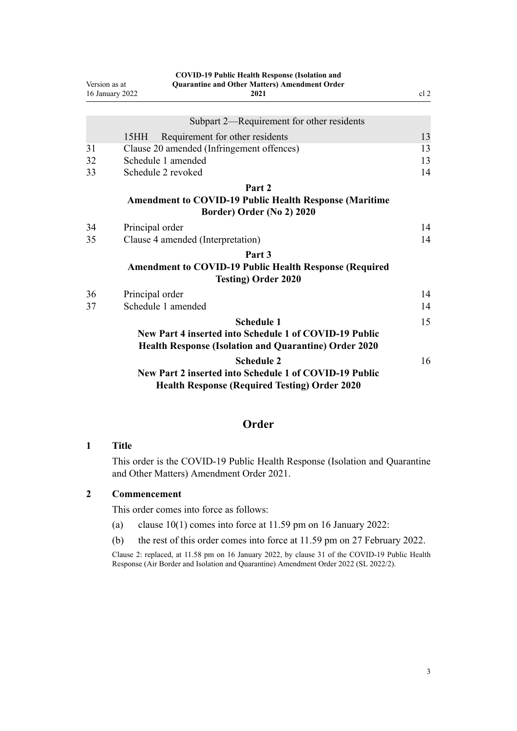| | | |
|---|---|---|
| | Subpart 2—Requirement for other residents | |
| | 15HH Requirement for other residents | 13 |
| 31 | Clause 20 amended (Infringement offences) | 13 |
| 32 | Schedule 1 amended | 13 |
| 33 | Schedule 2 revoked | 14 |
| | **Part 2** **Amendment to COVID-19 Public Health Response (Maritime Border) Order (No 2) 2020** | |
| 34 | Principal order | 14 |
| 35 | Clause 4 amended (Interpretation) | 14 |
| | **Part 3** **Amendment to COVID-19 Public Health Response (Required Testing) Order 2020** | |
| 36 | Principal order | 14 |
| 37 | Schedule 1 amended | 14 |
| | **Schedule 1** **New Part 4 inserted into Schedule 1 of COVID-19 Public Health Response (Isolation and Quarantine) Order 2020** | 15 |
| | **Schedule 2** **New Part 2 inserted into Schedule 1 of COVID-19 Public Health Response (Required Testing) Order 2020** | 16 |

## Order

### 1 Title

This order is the COVID-19 Public Health Response (Isolation and Quarantine and Other Matters) Amendment Order 2021.

### 2 Commencement

This order comes into force as follows:

(a) clause 10(1) comes into force at 11.59 pm on 16 January 2022:

(b) the rest of this order comes into force at 11.59 pm on 27 February 2022.

Clause 2: replaced, at 11.58 pm on 16 January 2022, by clause 31 of the COVID-19 Public Health Response (Air Border and Isolation and Quarantine) Amendment Order 2022 (SL 2022/2).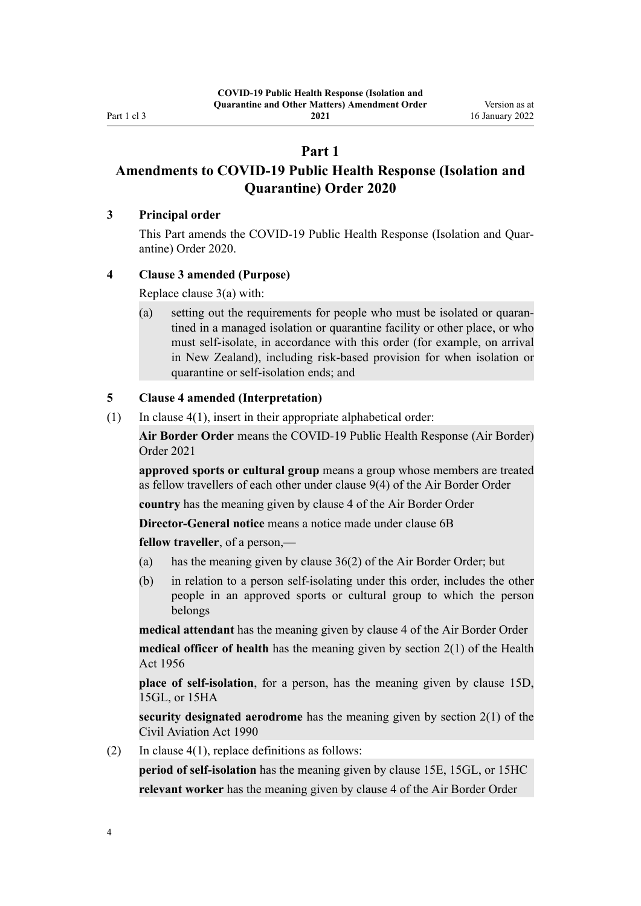## Part 1
## Amendments to COVID-19 Public Health Response (Isolation and Quarantine) Order 2020

### 3 Principal order

This Part amends the COVID-19 Public Health Response (Isolation and Quarantine) Order 2020.

### 4 Clause 3 amended (Purpose)

Replace clause 3(a) with:

(a) setting out the requirements for people who must be isolated or quarantined in a managed isolation or quarantine facility or other place, or who must self-isolate, in accordance with this order (for example, on arrival in New Zealand), including risk-based provision for when isolation or quarantine or self-isolation ends; and

### 5 Clause 4 amended (Interpretation)

(1) In clause 4(1), insert in their appropriate alphabetical order:

**Air Border Order** means the COVID-19 Public Health Response (Air Border) Order 2021

**approved sports or cultural group** means a group whose members are treated as fellow travellers of each other under clause 9(4) of the Air Border Order

**country** has the meaning given by clause 4 of the Air Border Order

**Director-General notice** means a notice made under clause 6B

**fellow traveller**, of a person,—

(a) has the meaning given by clause 36(2) of the Air Border Order; but

(b) in relation to a person self-isolating under this order, includes the other people in an approved sports or cultural group to which the person belongs

**medical attendant** has the meaning given by clause 4 of the Air Border Order

**medical officer of health** has the meaning given by section 2(1) of the Health Act 1956

**place of self-isolation**, for a person, has the meaning given by clause 15D, 15GL, or 15HA

**security designated aerodrome** has the meaning given by section 2(1) of the Civil Aviation Act 1990

(2) In clause 4(1), replace definitions as follows:

**period of self-isolation** has the meaning given by clause 15E, 15GL, or 15HC

**relevant worker** has the meaning given by clause 4 of the Air Border Order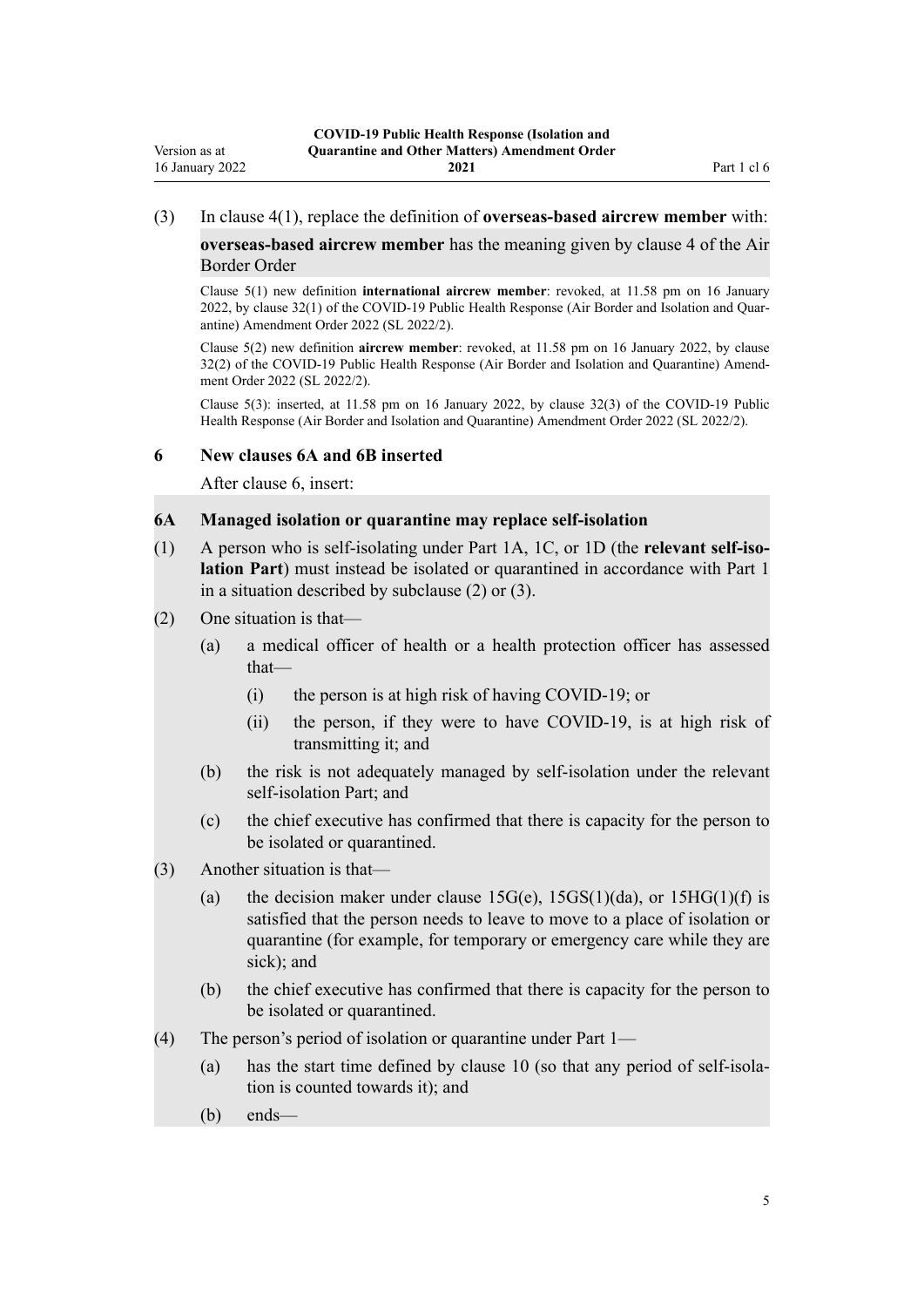(3) In clause 4(1), replace the definition of **overseas-based aircrew member** with:

**overseas-based aircrew member** has the meaning given by clause 4 of the Air Border Order

Clause 5(1) new definition **international aircrew member**: revoked, at 11.58 pm on 16 January 2022, by clause 32(1) of the COVID-19 Public Health Response (Air Border and Isolation and Quarantine) Amendment Order 2022 (SL 2022/2).

Clause 5(2) new definition **aircrew member**: revoked, at 11.58 pm on 16 January 2022, by clause 32(2) of the COVID-19 Public Health Response (Air Border and Isolation and Quarantine) Amendment Order 2022 (SL 2022/2).

Clause 5(3): inserted, at 11.58 pm on 16 January 2022, by clause 32(3) of the COVID-19 Public Health Response (Air Border and Isolation and Quarantine) Amendment Order 2022 (SL 2022/2).

### 6 New clauses 6A and 6B inserted

After clause 6, insert:

#### 6A Managed isolation or quarantine may replace self-isolation

(1) A person who is self-isolating under Part 1A, 1C, or 1D (the **relevant self-isolation Part**) must instead be isolated or quarantined in accordance with Part 1 in a situation described by subclause (2) or (3).

(2) One situation is that—

(a) a medical officer of health or a health protection officer has assessed that—

(i) the person is at high risk of having COVID-19; or

(ii) the person, if they were to have COVID-19, is at high risk of transmitting it; and

(b) the risk is not adequately managed by self-isolation under the relevant self-isolation Part; and

(c) the chief executive has confirmed that there is capacity for the person to be isolated or quarantined.

(3) Another situation is that—

(a) the decision maker under clause 15G(e), 15GS(1)(da), or 15HG(1)(f) is satisfied that the person needs to leave to move to a place of isolation or quarantine (for example, for temporary or emergency care while they are sick); and

(b) the chief executive has confirmed that there is capacity for the person to be isolated or quarantined.

(4) The person's period of isolation or quarantine under Part 1—

(a) has the start time defined by clause 10 (so that any period of self-isolation is counted towards it); and

(b) ends—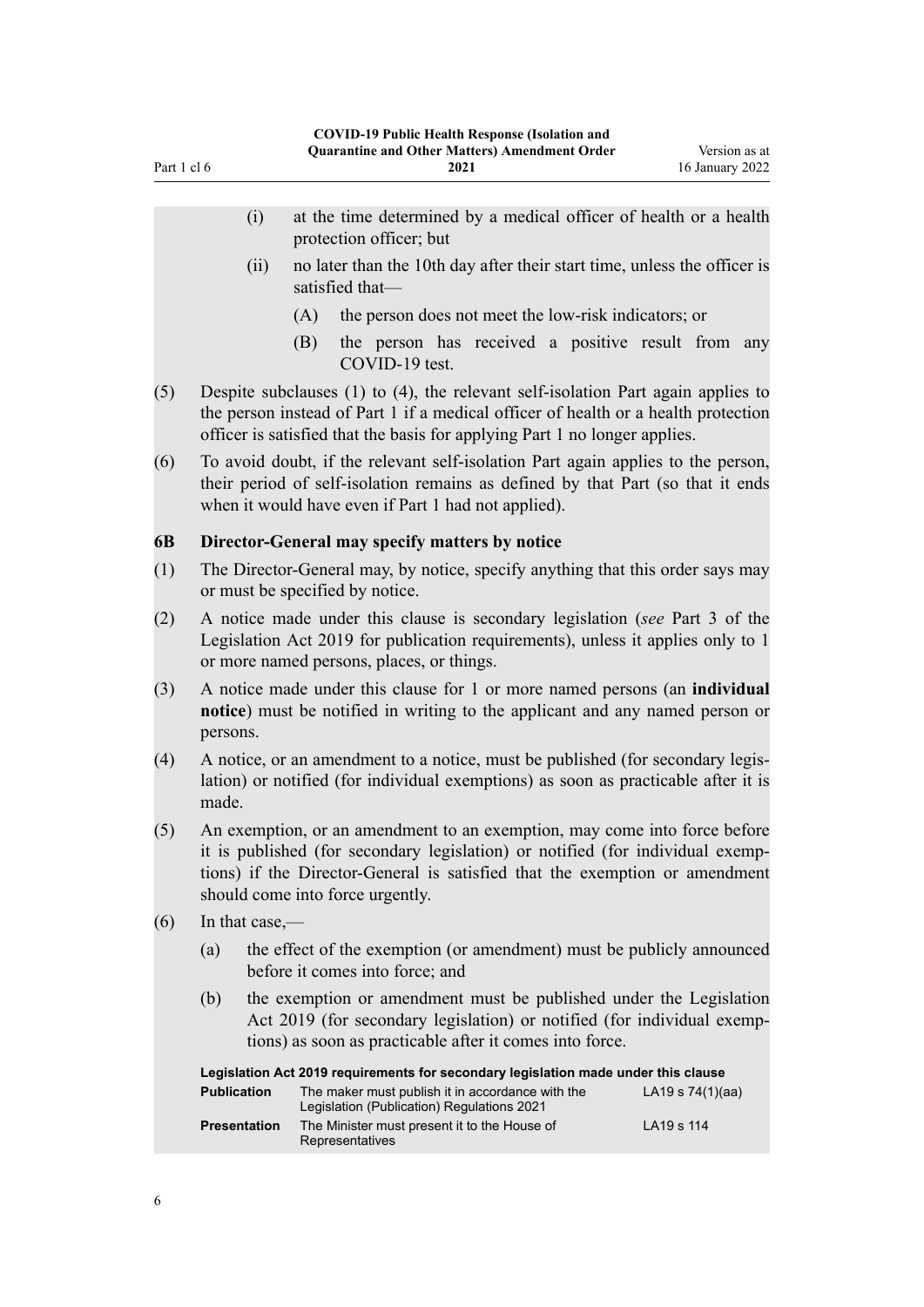(i) at the time determined by a medical officer of health or a health protection officer; but

(ii) no later than the 10th day after their start time, unless the officer is satisfied that—

(A) the person does not meet the low-risk indicators; or

(B) the person has received a positive result from any COVID-19 test.

(5) Despite subclauses (1) to (4), the relevant self-isolation Part again applies to the person instead of Part 1 if a medical officer of health or a health protection officer is satisfied that the basis for applying Part 1 no longer applies.

(6) To avoid doubt, if the relevant self-isolation Part again applies to the person, their period of self-isolation remains as defined by that Part (so that it ends when it would have even if Part 1 had not applied).

### 6B Director-General may specify matters by notice

(1) The Director-General may, by notice, specify anything that this order says may or must be specified by notice.

(2) A notice made under this clause is secondary legislation (*see* Part 3 of the Legislation Act 2019 for publication requirements), unless it applies only to 1 or more named persons, places, or things.

(3) A notice made under this clause for 1 or more named persons (an **individual notice**) must be notified in writing to the applicant and any named person or persons.

(4) A notice, or an amendment to a notice, must be published (for secondary legislation) or notified (for individual exemptions) as soon as practicable after it is made.

(5) An exemption, or an amendment to an exemption, may come into force before it is published (for secondary legislation) or notified (for individual exemptions) if the Director-General is satisfied that the exemption or amendment should come into force urgently.

(6) In that case,—

(a) the effect of the exemption (or amendment) must be publicly announced before it comes into force; and

(b) the exemption or amendment must be published under the Legislation Act 2019 (for secondary legislation) or notified (for individual exemptions) as soon as practicable after it comes into force.

**Legislation Act 2019 requirements for secondary legislation made under this clause**

| | | |
|---|---|---|
| **Publication** | The maker must publish it in accordance with the Legislation (Publication) Regulations 2021 | LA19 s 74(1)(aa) |
| **Presentation** | The Minister must present it to the House of Representatives | LA19 s 114 |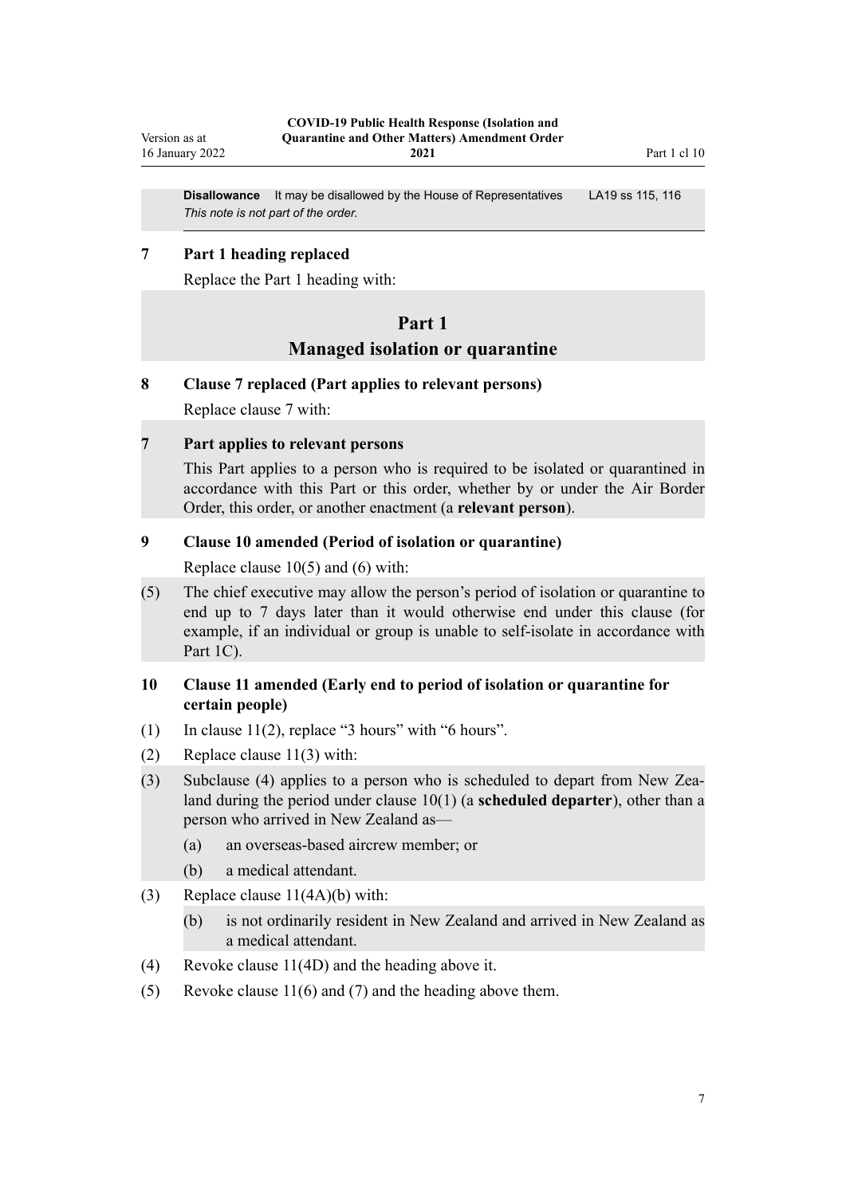**Disallowance** It may be disallowed by the House of Representatives LA19 ss 115, 116

*This note is not part of the order.*

---

### 7 Part 1 heading replaced

Replace the Part 1 heading with:

> ## Part 1
> ## Managed isolation or quarantine

### 8 Clause 7 replaced (Part applies to relevant persons)

Replace clause 7 with:

> **7 Part applies to relevant persons**
>
> This Part applies to a person who is required to be isolated or quarantined in accordance with this Part or this order, whether by or under the Air Border Order, this order, or another enactment (a **relevant person**).

### 9 Clause 10 amended (Period of isolation or quarantine)

Replace clause 10(5) and (6) with:

> (5) The chief executive may allow the person's period of isolation or quarantine to end up to 7 days later than it would otherwise end under this clause (for example, if an individual or group is unable to self-isolate in accordance with Part 1C).

### 10 Clause 11 amended (Early end to period of isolation or quarantine for certain people)

(1) In clause 11(2), replace "3 hours" with "6 hours".

(2) Replace clause 11(3) with:

> (3) Subclause (4) applies to a person who is scheduled to depart from New Zealand during the period under clause 10(1) (a **scheduled departer**), other than a person who arrived in New Zealand as—
>
> (a) an overseas-based aircrew member; or
>
> (b) a medical attendant.

(3) Replace clause 11(4A)(b) with:

> (b) is not ordinarily resident in New Zealand and arrived in New Zealand as a medical attendant.

(4) Revoke clause 11(4D) and the heading above it.

(5) Revoke clause 11(6) and (7) and the heading above them.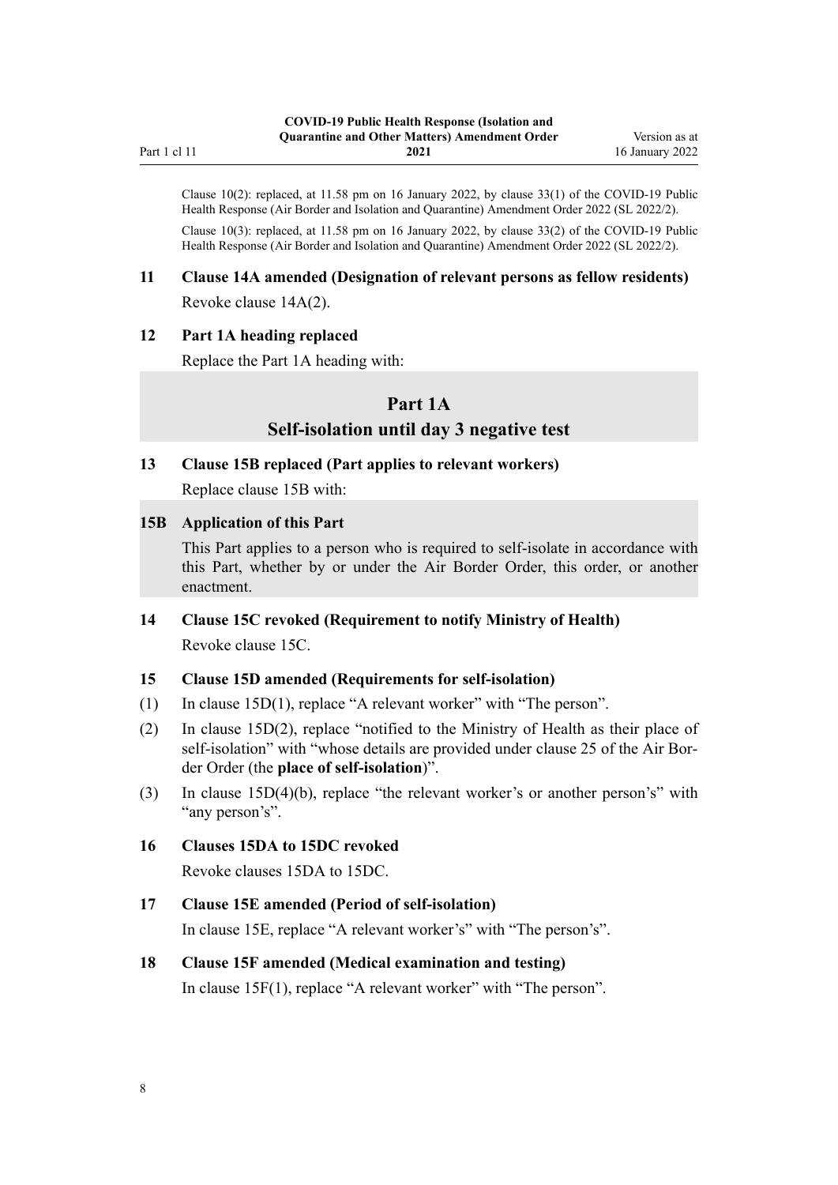Clause 10(2): replaced, at 11.58 pm on 16 January 2022, by clause 33(1) of the COVID-19 Public Health Response (Air Border and Isolation and Quarantine) Amendment Order 2022 (SL 2022/2).

Clause 10(3): replaced, at 11.58 pm on 16 January 2022, by clause 33(2) of the COVID-19 Public Health Response (Air Border and Isolation and Quarantine) Amendment Order 2022 (SL 2022/2).

### 11 Clause 14A amended (Designation of relevant persons as fellow residents)

Revoke clause 14A(2).

### 12 Part 1A heading replaced

Replace the Part 1A heading with:

> ## Part 1A
> ## Self-isolation until day 3 negative test

### 13 Clause 15B replaced (Part applies to relevant workers)

Replace clause 15B with:

> **15B Application of this Part**
>
> This Part applies to a person who is required to self-isolate in accordance with this Part, whether by or under the Air Border Order, this order, or another enactment.

### 14 Clause 15C revoked (Requirement to notify Ministry of Health)

Revoke clause 15C.

### 15 Clause 15D amended (Requirements for self-isolation)

(1) In clause 15D(1), replace "A relevant worker" with "The person".

(2) In clause 15D(2), replace "notified to the Ministry of Health as their place of self-isolation" with "whose details are provided under clause 25 of the Air Border Order (the **place of self-isolation**)".

(3) In clause 15D(4)(b), replace "the relevant worker's or another person's" with "any person's".

### 16 Clauses 15DA to 15DC revoked

Revoke clauses 15DA to 15DC.

### 17 Clause 15E amended (Period of self-isolation)

In clause 15E, replace "A relevant worker's" with "The person's".

### 18 Clause 15F amended (Medical examination and testing)

In clause 15F(1), replace "A relevant worker" with "The person".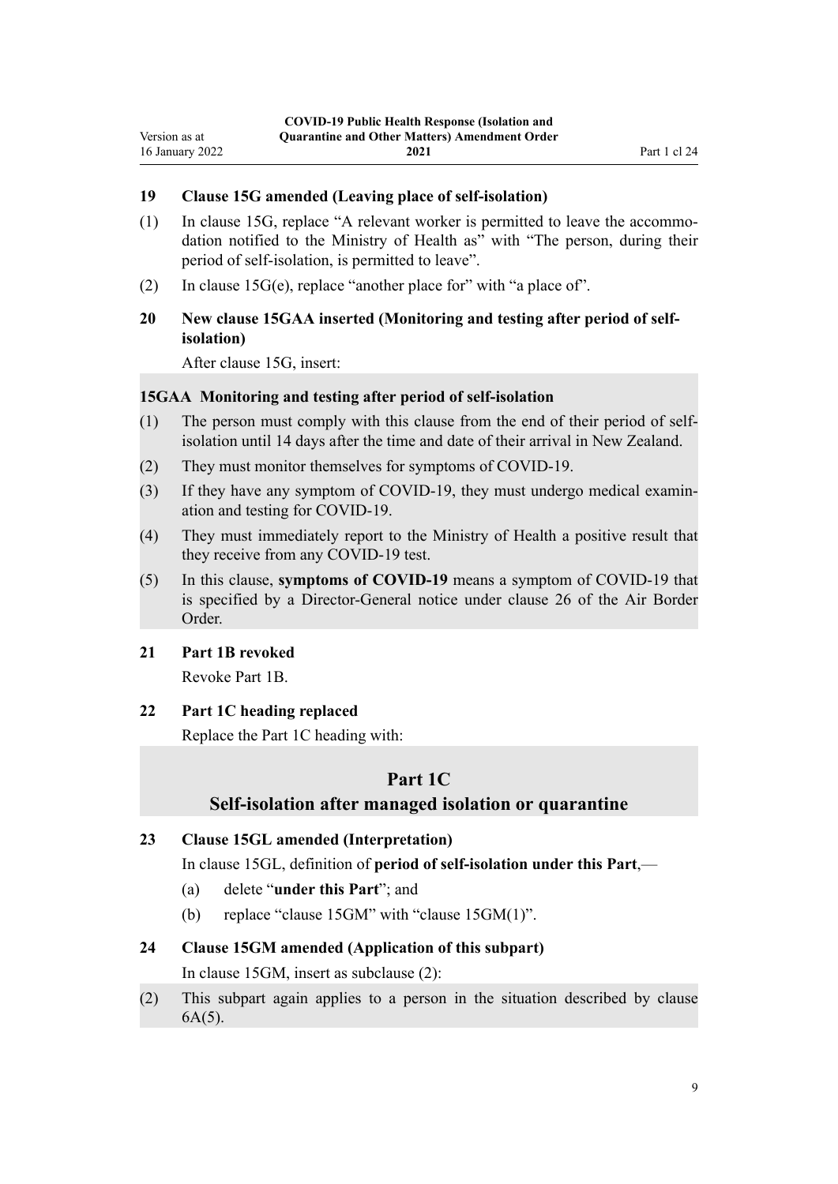### 19 Clause 15G amended (Leaving place of self-isolation)

(1) In clause 15G, replace "A relevant worker is permitted to leave the accommodation notified to the Ministry of Health as" with "The person, during their period of self-isolation, is permitted to leave".

(2) In clause 15G(e), replace "another place for" with "a place of".

### 20 New clause 15GAA inserted (Monitoring and testing after period of self-isolation)

After clause 15G, insert:

#### 15GAA Monitoring and testing after period of self-isolation

(1) The person must comply with this clause from the end of their period of self-isolation until 14 days after the time and date of their arrival in New Zealand.

(2) They must monitor themselves for symptoms of COVID-19.

(3) If they have any symptom of COVID-19, they must undergo medical examination and testing for COVID-19.

(4) They must immediately report to the Ministry of Health a positive result that they receive from any COVID-19 test.

(5) In this clause, **symptoms of COVID-19** means a symptom of COVID-19 that is specified by a Director-General notice under clause 26 of the Air Border Order.

### 21 Part 1B revoked

Revoke Part 1B.

### 22 Part 1C heading replaced

Replace the Part 1C heading with:

## Part 1C
## Self-isolation after managed isolation or quarantine

### 23 Clause 15GL amended (Interpretation)

In clause 15GL, definition of **period of self-isolation under this Part**,—

(a) delete "**under this Part**"; and

(b) replace "clause 15GM" with "clause 15GM(1)".

### 24 Clause 15GM amended (Application of this subpart)

In clause 15GM, insert as subclause (2):

(2) This subpart again applies to a person in the situation described by clause 6A(5).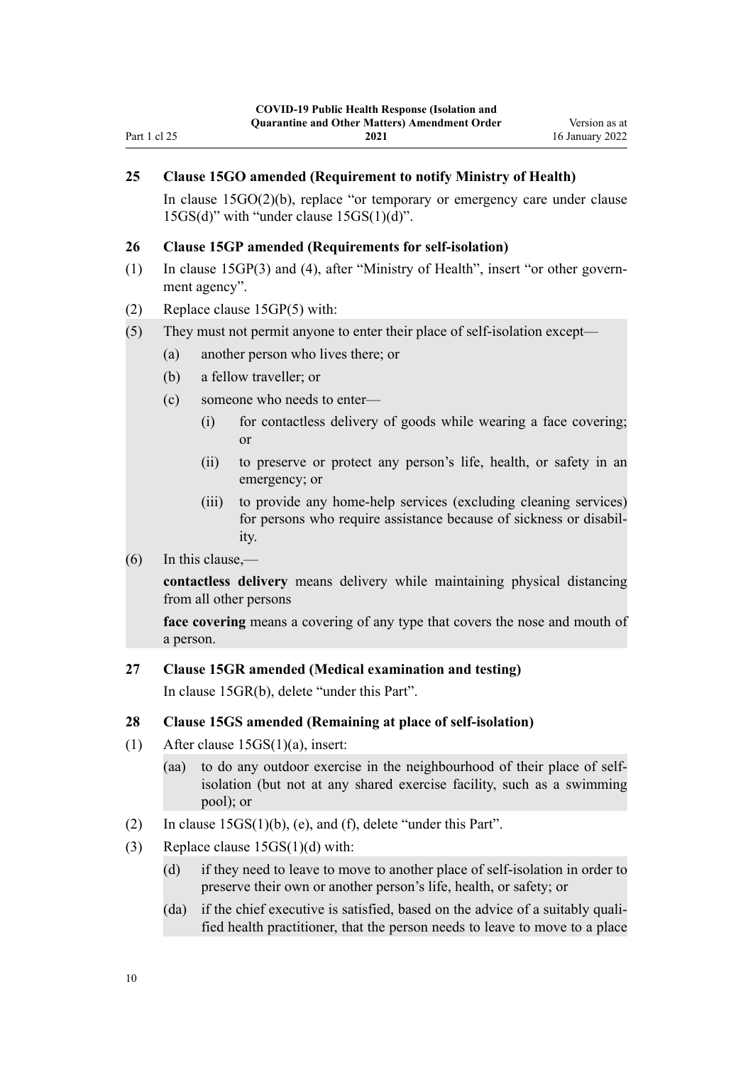### 25 Clause 15GO amended (Requirement to notify Ministry of Health)

In clause 15GO(2)(b), replace "or temporary or emergency care under clause 15GS(d)" with "under clause 15GS(1)(d)".

### 26 Clause 15GP amended (Requirements for self-isolation)

(1) In clause 15GP(3) and (4), after "Ministry of Health", insert "or other government agency".

(2) Replace clause 15GP(5) with:

(5) They must not permit anyone to enter their place of self-isolation except—

(a) another person who lives there; or

(b) a fellow traveller; or

(c) someone who needs to enter—

(i) for contactless delivery of goods while wearing a face covering; or

(ii) to preserve or protect any person's life, health, or safety in an emergency; or

(iii) to provide any home-help services (excluding cleaning services) for persons who require assistance because of sickness or disability.

(6) In this clause,—

**contactless delivery** means delivery while maintaining physical distancing from all other persons

**face covering** means a covering of any type that covers the nose and mouth of a person.

### 27 Clause 15GR amended (Medical examination and testing)

In clause 15GR(b), delete "under this Part".

### 28 Clause 15GS amended (Remaining at place of self-isolation)

(1) After clause 15GS(1)(a), insert:

(aa) to do any outdoor exercise in the neighbourhood of their place of self-isolation (but not at any shared exercise facility, such as a swimming pool); or

(2) In clause 15GS(1)(b), (e), and (f), delete "under this Part".

(3) Replace clause 15GS(1)(d) with:

(d) if they need to leave to move to another place of self-isolation in order to preserve their own or another person's life, health, or safety; or

(da) if the chief executive is satisfied, based on the advice of a suitably qualified health practitioner, that the person needs to leave to move to a place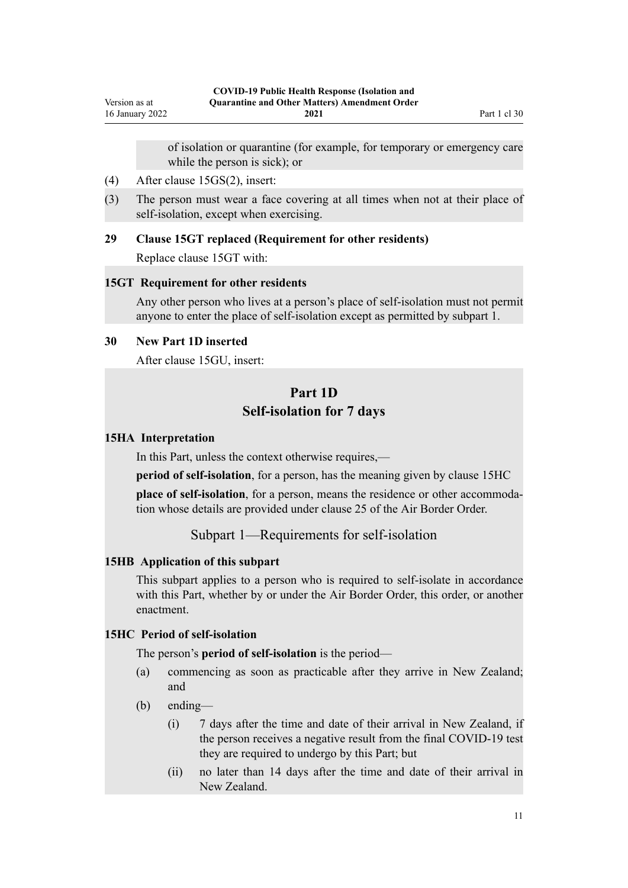of isolation or quarantine (for example, for temporary or emergency care while the person is sick); or

(4) After clause 15GS(2), insert:

(3) The person must wear a face covering at all times when not at their place of self-isolation, except when exercising.

### 29 Clause 15GT replaced (Requirement for other residents)

Replace clause 15GT with:

### 15GT Requirement for other residents

Any other person who lives at a person's place of self-isolation must not permit anyone to enter the place of self-isolation except as permitted by subpart 1.

### 30 New Part 1D inserted

After clause 15GU, insert:

## Part 1D
## Self-isolation for 7 days

### 15HA Interpretation

In this Part, unless the context otherwise requires,—

**period of self-isolation**, for a person, has the meaning given by clause 15HC

**place of self-isolation**, for a person, means the residence or other accommodation whose details are provided under clause 25 of the Air Border Order.

## Subpart 1—Requirements for self-isolation

### 15HB Application of this subpart

This subpart applies to a person who is required to self-isolate in accordance with this Part, whether by or under the Air Border Order, this order, or another enactment.

### 15HC Period of self-isolation

The person's **period of self-isolation** is the period—

(a) commencing as soon as practicable after they arrive in New Zealand; and

(b) ending—

  (i) 7 days after the time and date of their arrival in New Zealand, if the person receives a negative result from the final COVID-19 test they are required to undergo by this Part; but

  (ii) no later than 14 days after the time and date of their arrival in New Zealand.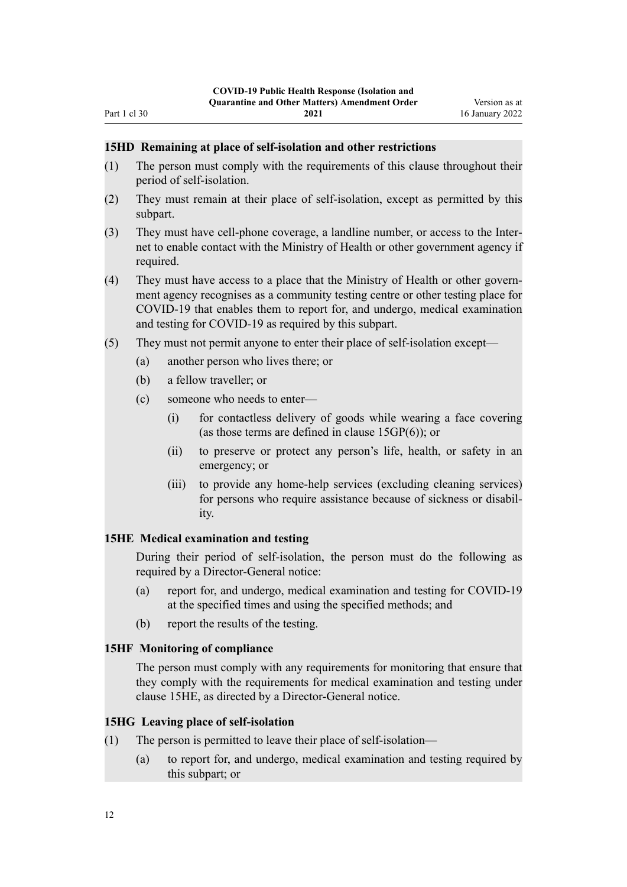#### 15HD Remaining at place of self-isolation and other restrictions

(1) The person must comply with the requirements of this clause throughout their period of self-isolation.

(2) They must remain at their place of self-isolation, except as permitted by this subpart.

(3) They must have cell-phone coverage, a landline number, or access to the Internet to enable contact with the Ministry of Health or other government agency if required.

(4) They must have access to a place that the Ministry of Health or other government agency recognises as a community testing centre or other testing place for COVID-19 that enables them to report for, and undergo, medical examination and testing for COVID-19 as required by this subpart.

(5) They must not permit anyone to enter their place of self-isolation except—

- (a) another person who lives there; or
- (b) a fellow traveller; or
- (c) someone who needs to enter—
  - (i) for contactless delivery of goods while wearing a face covering (as those terms are defined in clause 15GP(6)); or
  - (ii) to preserve or protect any person's life, health, or safety in an emergency; or
  - (iii) to provide any home-help services (excluding cleaning services) for persons who require assistance because of sickness or disability.

#### 15HE Medical examination and testing

During their period of self-isolation, the person must do the following as required by a Director-General notice:

- (a) report for, and undergo, medical examination and testing for COVID-19 at the specified times and using the specified methods; and
- (b) report the results of the testing.

#### 15HF Monitoring of compliance

The person must comply with any requirements for monitoring that ensure that they comply with the requirements for medical examination and testing under clause 15HE, as directed by a Director-General notice.

#### 15HG Leaving place of self-isolation

(1) The person is permitted to leave their place of self-isolation—

- (a) to report for, and undergo, medical examination and testing required by this subpart; or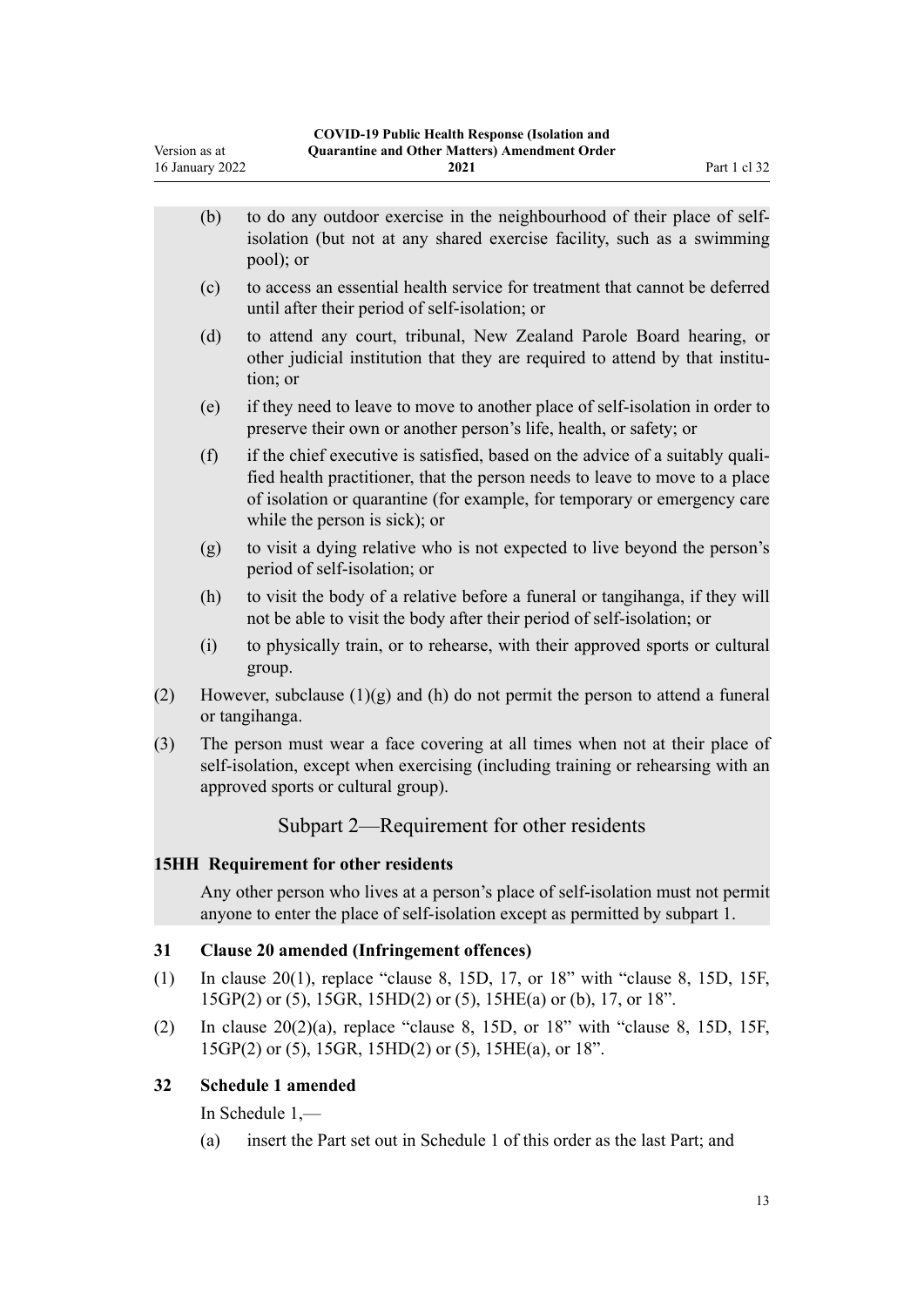(b) to do any outdoor exercise in the neighbourhood of their place of self-isolation (but not at any shared exercise facility, such as a swimming pool); or

(c) to access an essential health service for treatment that cannot be deferred until after their period of self-isolation; or

(d) to attend any court, tribunal, New Zealand Parole Board hearing, or other judicial institution that they are required to attend by that institution; or

(e) if they need to leave to move to another place of self-isolation in order to preserve their own or another person's life, health, or safety; or

(f) if the chief executive is satisfied, based on the advice of a suitably qualified health practitioner, that the person needs to leave to move to a place of isolation or quarantine (for example, for temporary or emergency care while the person is sick); or

(g) to visit a dying relative who is not expected to live beyond the person's period of self-isolation; or

(h) to visit the body of a relative before a funeral or tangihanga, if they will not be able to visit the body after their period of self-isolation; or

(i) to physically train, or to rehearse, with their approved sports or cultural group.

(2) However, subclause (1)(g) and (h) do not permit the person to attend a funeral or tangihanga.

(3) The person must wear a face covering at all times when not at their place of self-isolation, except when exercising (including training or rehearsing with an approved sports or cultural group).

## Subpart 2—Requirement for other residents

### 15HH Requirement for other residents

Any other person who lives at a person's place of self-isolation must not permit anyone to enter the place of self-isolation except as permitted by subpart 1.

### 31 Clause 20 amended (Infringement offences)

(1) In clause 20(1), replace "clause 8, 15D, 17, or 18" with "clause 8, 15D, 15F, 15GP(2) or (5), 15GR, 15HD(2) or (5), 15HE(a) or (b), 17, or 18".

(2) In clause 20(2)(a), replace "clause 8, 15D, or 18" with "clause 8, 15D, 15F, 15GP(2) or (5), 15GR, 15HD(2) or (5), 15HE(a), or 18".

### 32 Schedule 1 amended

In Schedule 1,—

(a) insert the Part set out in Schedule 1 of this order as the last Part; and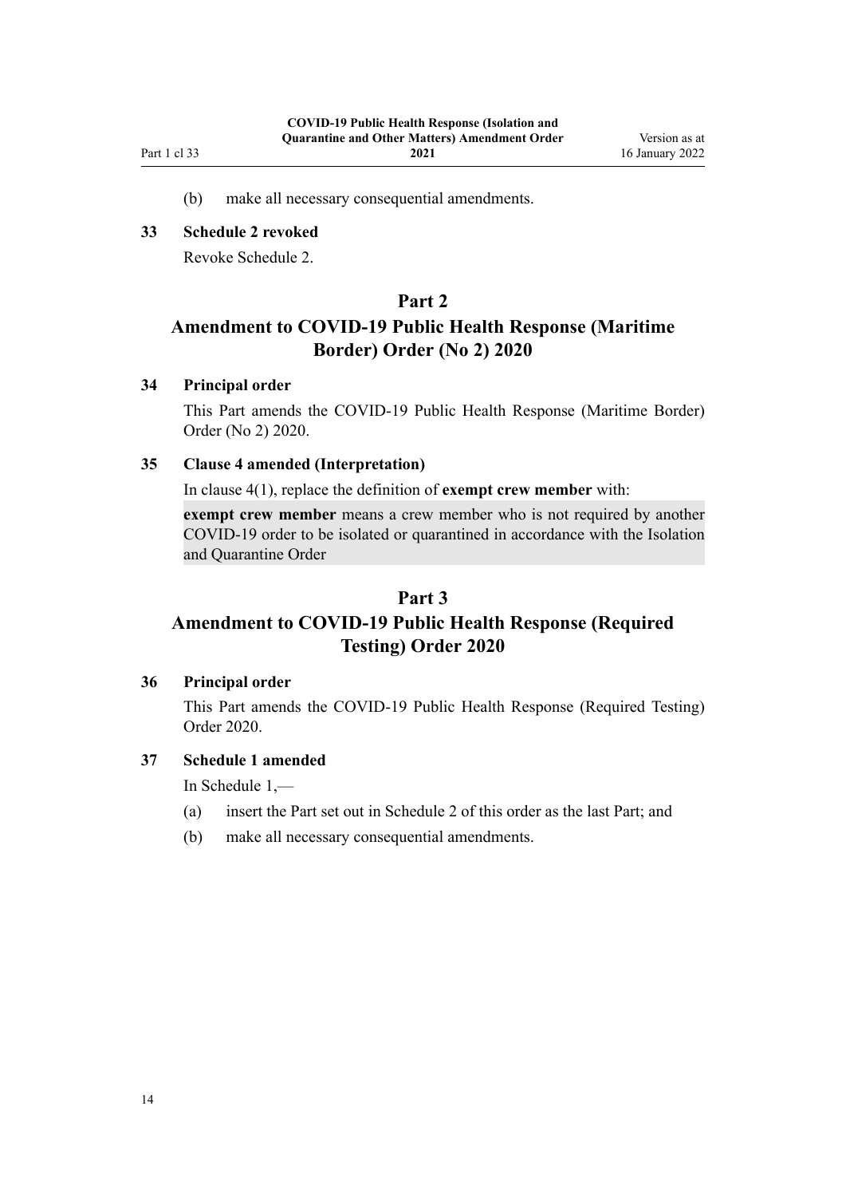(b) make all necessary consequential amendments.

**33 Schedule 2 revoked**

Revoke Schedule 2.

# Part 2
# Amendment to COVID-19 Public Health Response (Maritime Border) Order (No 2) 2020

**34 Principal order**

This Part amends the COVID-19 Public Health Response (Maritime Border) Order (No 2) 2020.

**35 Clause 4 amended (Interpretation)**

In clause 4(1), replace the definition of **exempt crew member** with:

**exempt crew member** means a crew member who is not required by another COVID-19 order to be isolated or quarantined in accordance with the Isolation and Quarantine Order

# Part 3
# Amendment to COVID-19 Public Health Response (Required Testing) Order 2020

**36 Principal order**

This Part amends the COVID-19 Public Health Response (Required Testing) Order 2020.

**37 Schedule 1 amended**

In Schedule 1,—

(a) insert the Part set out in Schedule 2 of this order as the last Part; and

(b) make all necessary consequential amendments.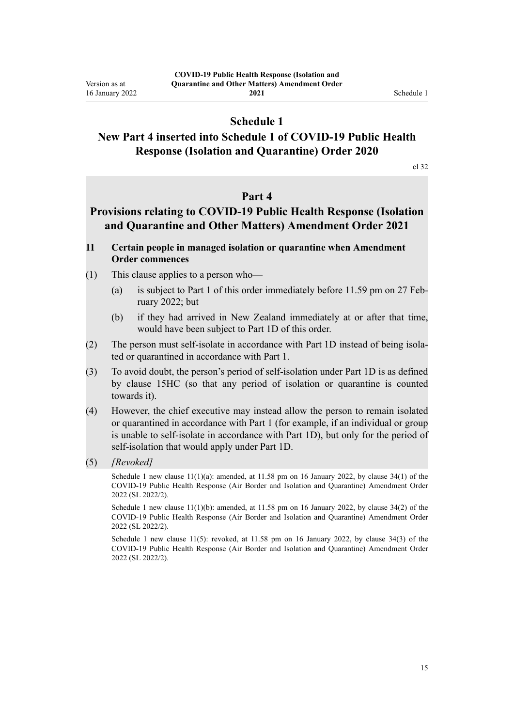# Schedule 1

## New Part 4 inserted into Schedule 1 of COVID-19 Public Health Response (Isolation and Quarantine) Order 2020

cl 32

## Part 4

## Provisions relating to COVID-19 Public Health Response (Isolation and Quarantine and Other Matters) Amendment Order 2021

**11 Certain people in managed isolation or quarantine when Amendment Order commences**

(1) This clause applies to a person who—

(a) is subject to Part 1 of this order immediately before 11.59 pm on 27 February 2022; but

(b) if they had arrived in New Zealand immediately at or after that time, would have been subject to Part 1D of this order.

(2) The person must self-isolate in accordance with Part 1D instead of being isolated or quarantined in accordance with Part 1.

(3) To avoid doubt, the person's period of self-isolation under Part 1D is as defined by clause 15HC (so that any period of isolation or quarantine is counted towards it).

(4) However, the chief executive may instead allow the person to remain isolated or quarantined in accordance with Part 1 (for example, if an individual or group is unable to self-isolate in accordance with Part 1D), but only for the period of self-isolation that would apply under Part 1D.

(5) *[Revoked]*

Schedule 1 new clause 11(1)(a): amended, at 11.58 pm on 16 January 2022, by clause 34(1) of the COVID-19 Public Health Response (Air Border and Isolation and Quarantine) Amendment Order 2022 (SL 2022/2).

Schedule 1 new clause 11(1)(b): amended, at 11.58 pm on 16 January 2022, by clause 34(2) of the COVID-19 Public Health Response (Air Border and Isolation and Quarantine) Amendment Order 2022 (SL 2022/2).

Schedule 1 new clause 11(5): revoked, at 11.58 pm on 16 January 2022, by clause 34(3) of the COVID-19 Public Health Response (Air Border and Isolation and Quarantine) Amendment Order 2022 (SL 2022/2).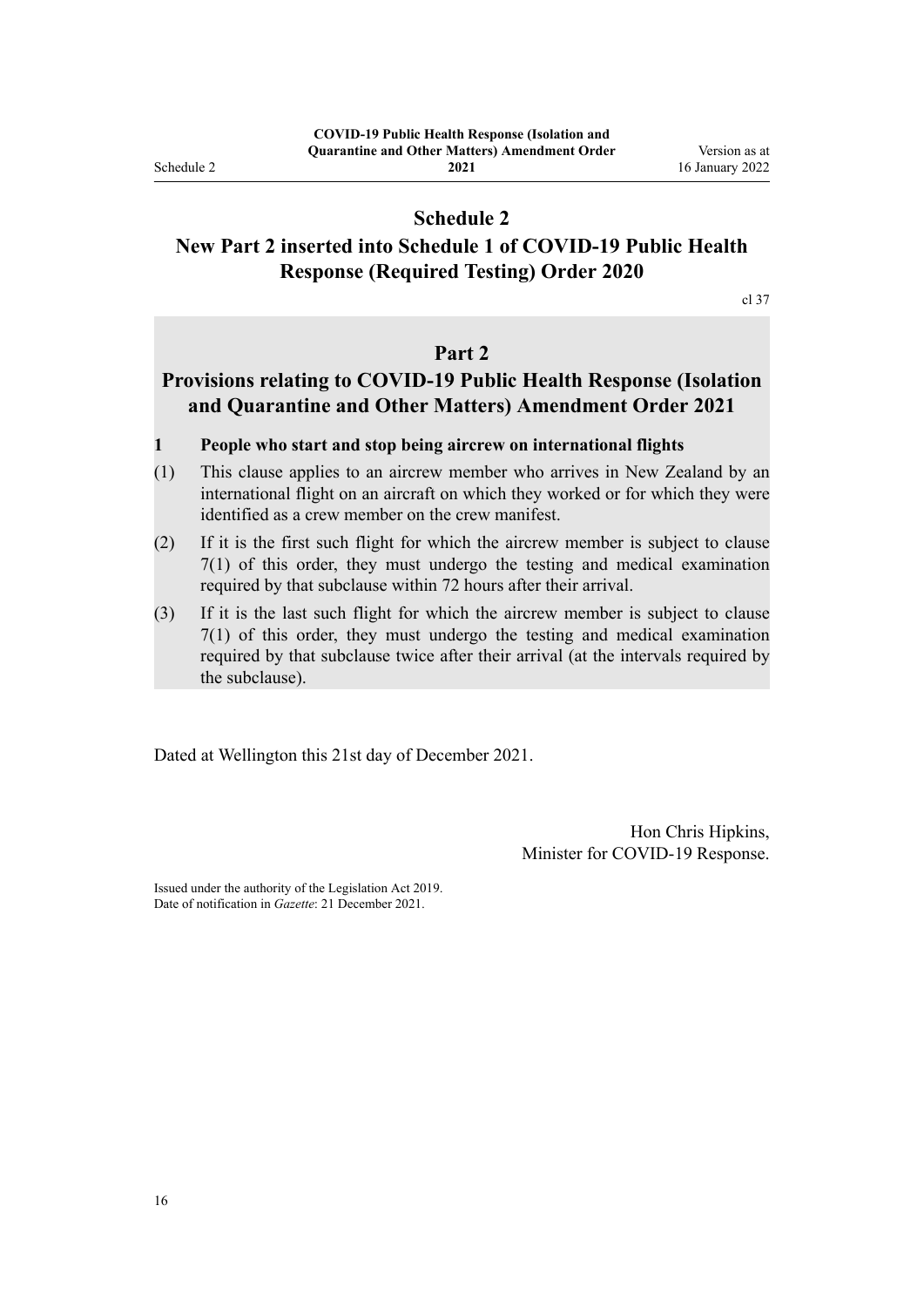# Schedule 2
# New Part 2 inserted into Schedule 1 of COVID-19 Public Health Response (Required Testing) Order 2020

cl 37

## Part 2
## Provisions relating to COVID-19 Public Health Response (Isolation and Quarantine and Other Matters) Amendment Order 2021

**1 People who start and stop being aircrew on international flights**

(1) This clause applies to an aircrew member who arrives in New Zealand by an international flight on an aircraft on which they worked or for which they were identified as a crew member on the crew manifest.

(2) If it is the first such flight for which the aircrew member is subject to clause 7(1) of this order, they must undergo the testing and medical examination required by that subclause within 72 hours after their arrival.

(3) If it is the last such flight for which the aircrew member is subject to clause 7(1) of this order, they must undergo the testing and medical examination required by that subclause twice after their arrival (at the intervals required by the subclause).

Dated at Wellington this 21st day of December 2021.

Hon Chris Hipkins,
Minister for COVID-19 Response.

Issued under the authority of the Legislation Act 2019.
Date of notification in *Gazette*: 21 December 2021.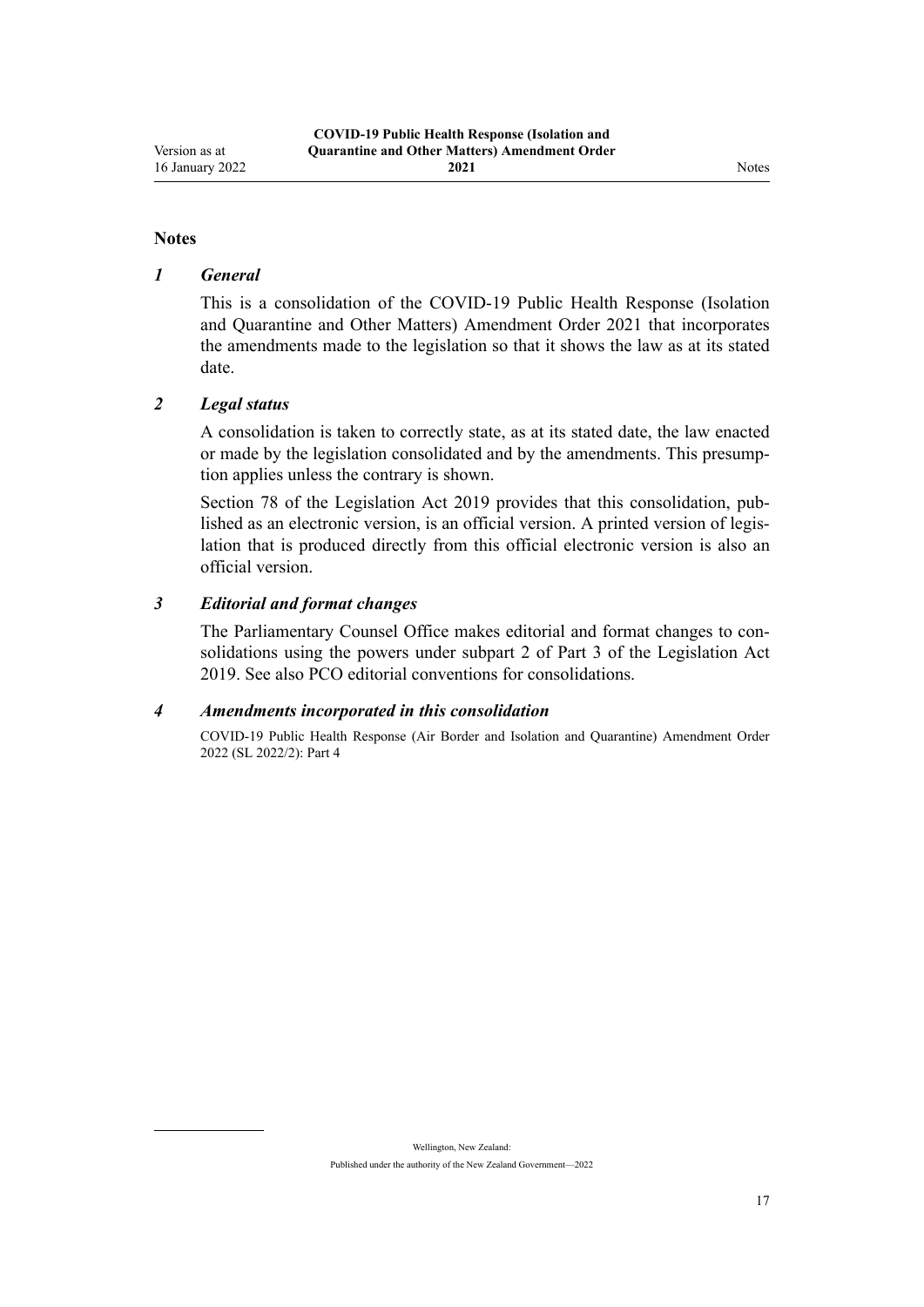## Notes

### *1 General*

This is a consolidation of the COVID-19 Public Health Response (Isolation and Quarantine and Other Matters) Amendment Order 2021 that incorporates the amendments made to the legislation so that it shows the law as at its stated date.

### *2 Legal status*

A consolidation is taken to correctly state, as at its stated date, the law enacted or made by the legislation consolidated and by the amendments. This presumption applies unless the contrary is shown.

Section 78 of the Legislation Act 2019 provides that this consolidation, published as an electronic version, is an official version. A printed version of legislation that is produced directly from this official electronic version is also an official version.

### *3 Editorial and format changes*

The Parliamentary Counsel Office makes editorial and format changes to consolidations using the powers under subpart 2 of Part 3 of the Legislation Act 2019. See also PCO editorial conventions for consolidations.

### *4 Amendments incorporated in this consolidation*

COVID-19 Public Health Response (Air Border and Isolation and Quarantine) Amendment Order 2022 (SL 2022/2): Part 4

Wellington, New Zealand:

Published under the authority of the New Zealand Government—2022